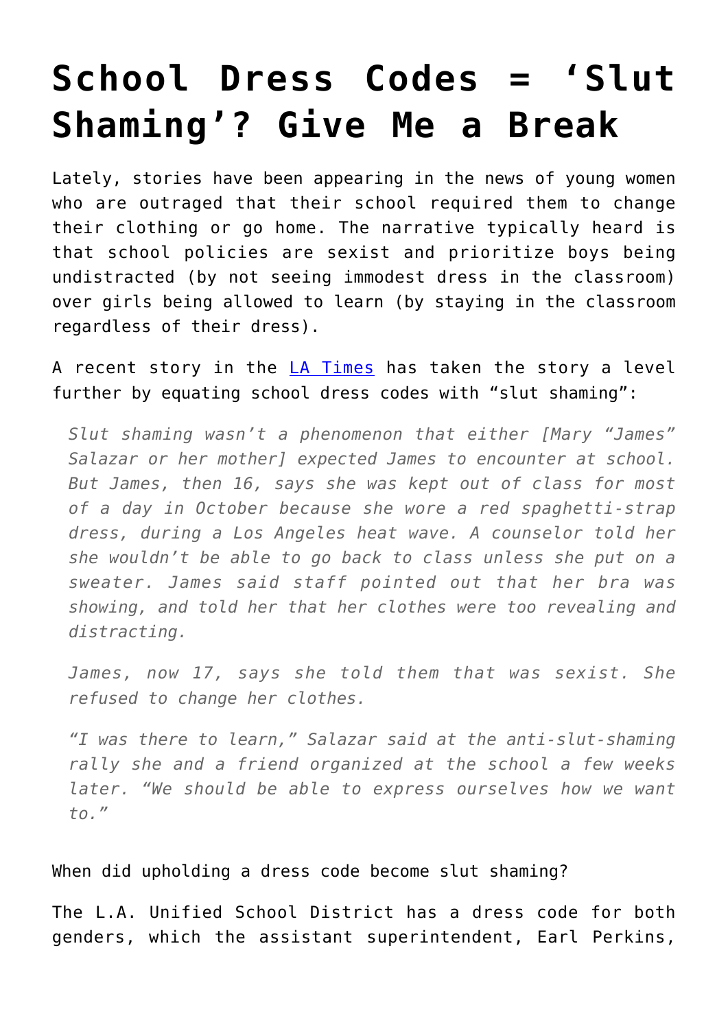# School Dress Codes = 'Slut Shaming'? Give Me a Break

Lately, stories have been appearing in the news of young women who are outraged that their school required them to change their clothing or go home. The narrative typically heard is that school policies are sexist and prioritize boys being undistracted (by not seeing immodest dress in the classroom) over girls being allowed to learn (by staying in the classroom regardless of their dress).

A recent story in the [LA Times](#) has taken the story a level further by equating school dress codes with "slut shaming":

> *Slut shaming wasn't a phenomenon that either [Mary "James" Salazar or her mother] expected James to encounter at school. But James, then 16, says she was kept out of class for most of a day in October because she wore a red spaghetti-strap dress, during a Los Angeles heat wave. A counselor told her she wouldn't be able to go back to class unless she put on a sweater. James said staff pointed out that her bra was showing, and told her that her clothes were too revealing and distracting.*
>
> *James, now 17, says she told them that was sexist. She refused to change her clothes.*
>
> *"I was there to learn," Salazar said at the anti-slut-shaming rally she and a friend organized at the school a few weeks later. "We should be able to express ourselves how we want to."*

When did upholding a dress code become slut shaming?

The L.A. Unified School District has a dress code for both genders, which the assistant superintendent, Earl Perkins,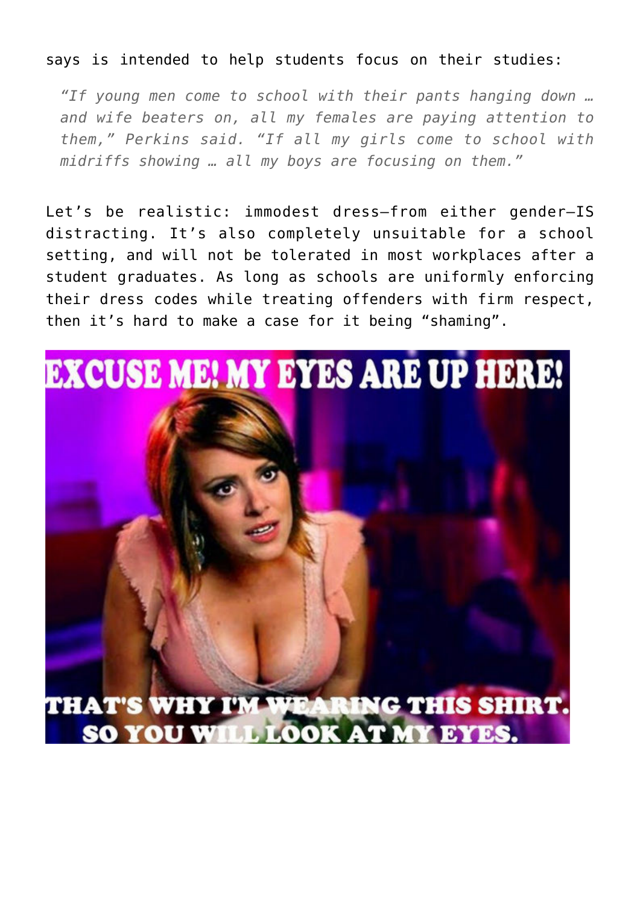says is intended to help students focus on their studies:

> *"If young men come to school with their pants hanging down … and wife beaters on, all my females are paying attention to them," Perkins said. "If all my girls come to school with midriffs showing … all my boys are focusing on them."*

Let's be realistic: immodest dress—from either gender—IS distracting. It's also completely unsuitable for a school setting, and will not be tolerated in most workplaces after a student graduates. As long as schools are uniformly enforcing their dress codes while treating offenders with firm respect, then it's hard to make a case for it being "shaming".